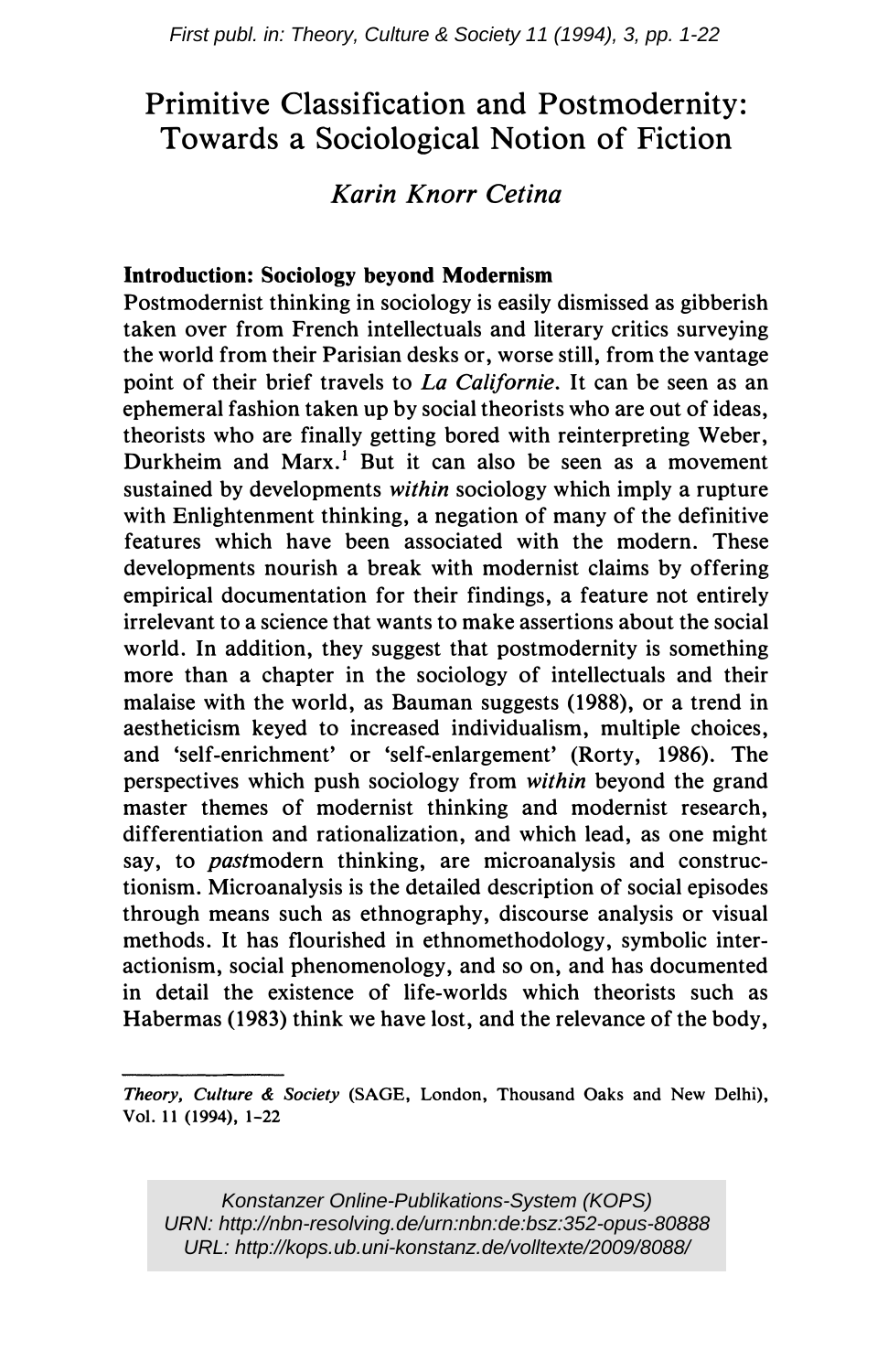# Primitive Classification and Postmodernity: Towards a Sociological Notion of Fiction

*Karin Knorr Cetina*

## Introduction: Sociology beyond Modernism

Postmodernist thinking in sociology is easily dismissed as gibberish taken over from French intellectuals and literary critics surveying the world from their Parisian desks or, worse still, from the vantage point of their brief travels to *La Californie*. It can be seen as an ephemeral fashion taken up by social theorists who are out of ideas, theorists who are finally getting bored with reinterpreting Weber, Durkheim and Marx.[1] But it can also be seen as a movement sustained by developments *within* sociology which imply a rupture with Enlightenment thinking, a negation of many of the definitive features which have been associated with the modern. These developments nourish a break with modernist claims by offering empirical documentation for their findings, a feature not entirely irrelevant to a science that wants to make assertions about the social world. In addition, they suggest that postmodernity is something more than a chapter in the sociology of intellectuals and their malaise with the world, as Bauman suggests (1988), or a trend in aestheticism keyed to increased individualism, multiple choices, and 'self-enrichment' or 'self-enlargement' (Rorty, 1986). The perspectives which push sociology from *within* beyond the grand master themes of modernist thinking and modernist research, differentiation and rationalization, and which lead, as one might say, to *past*modern thinking, are microanalysis and constructionism. Microanalysis is the detailed description of social episodes through means such as ethnography, discourse analysis or visual methods. It has flourished in ethnomethodology, symbolic interactionism, social phenomenology, and so on, and has documented in detail the existence of life-worlds which theorists such as Habermas (1983) think we have lost, and the relevance of the body,

---

*Theory, Culture & Society* (SAGE, London, Thousand Oaks and New Delhi), Vol. 11 (1994), 1–22

Konstanzer Online-Publikations-System (KOPS)
URN: http://nbn-resolving.de/urn:nbn:de:bsz:352-opus-80888
URL: http://kops.ub.uni-konstanz.de/volltexte/2009/8088/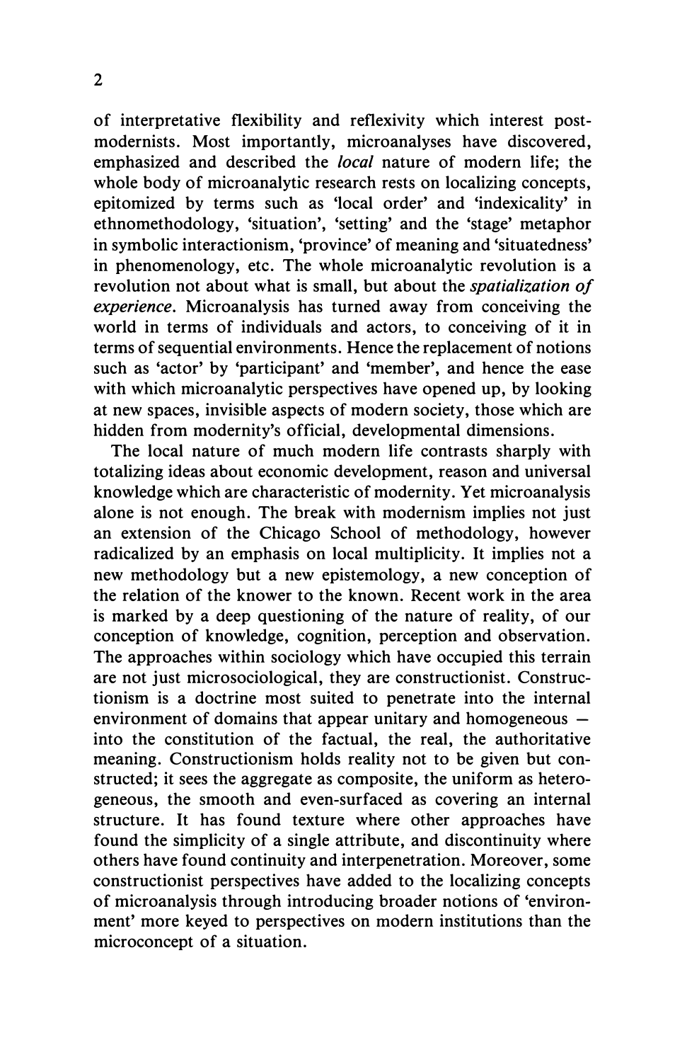of interpretative flexibility and reflexivity which interest postmodernists. Most importantly, microanalyses have discovered, emphasized and described the *local* nature of modern life; the whole body of microanalytic research rests on localizing concepts, epitomized by terms such as 'local order' and 'indexicality' in ethnomethodology, 'situation', 'setting' and the 'stage' metaphor in symbolic interactionism, 'province' of meaning and 'situatedness' in phenomenology, etc. The whole microanalytic revolution is a revolution not about what is small, but about the *spatialization of experience*. Microanalysis has turned away from conceiving the world in terms of individuals and actors, to conceiving of it in terms of sequential environments. Hence the replacement of notions such as 'actor' by 'participant' and 'member', and hence the ease with which microanalytic perspectives have opened up, by looking at new spaces, invisible aspects of modern society, those which are hidden from modernity's official, developmental dimensions.

The local nature of much modern life contrasts sharply with totalizing ideas about economic development, reason and universal knowledge which are characteristic of modernity. Yet microanalysis alone is not enough. The break with modernism implies not just an extension of the Chicago School of methodology, however radicalized by an emphasis on local multiplicity. It implies not a new methodology but a new epistemology, a new conception of the relation of the knower to the known. Recent work in the area is marked by a deep questioning of the nature of reality, of our conception of knowledge, cognition, perception and observation. The approaches within sociology which have occupied this terrain are not just microsociological, they are constructionist. Constructionism is a doctrine most suited to penetrate into the internal environment of domains that appear unitary and homogeneous — into the constitution of the factual, the real, the authoritative meaning. Constructionism holds reality not to be given but constructed; it sees the aggregate as composite, the uniform as heterogeneous, the smooth and even-surfaced as covering an internal structure. It has found texture where other approaches have found the simplicity of a single attribute, and discontinuity where others have found continuity and interpenetration. Moreover, some constructionist perspectives have added to the localizing concepts of microanalysis through introducing broader notions of 'environment' more keyed to perspectives on modern institutions than the microconcept of a situation.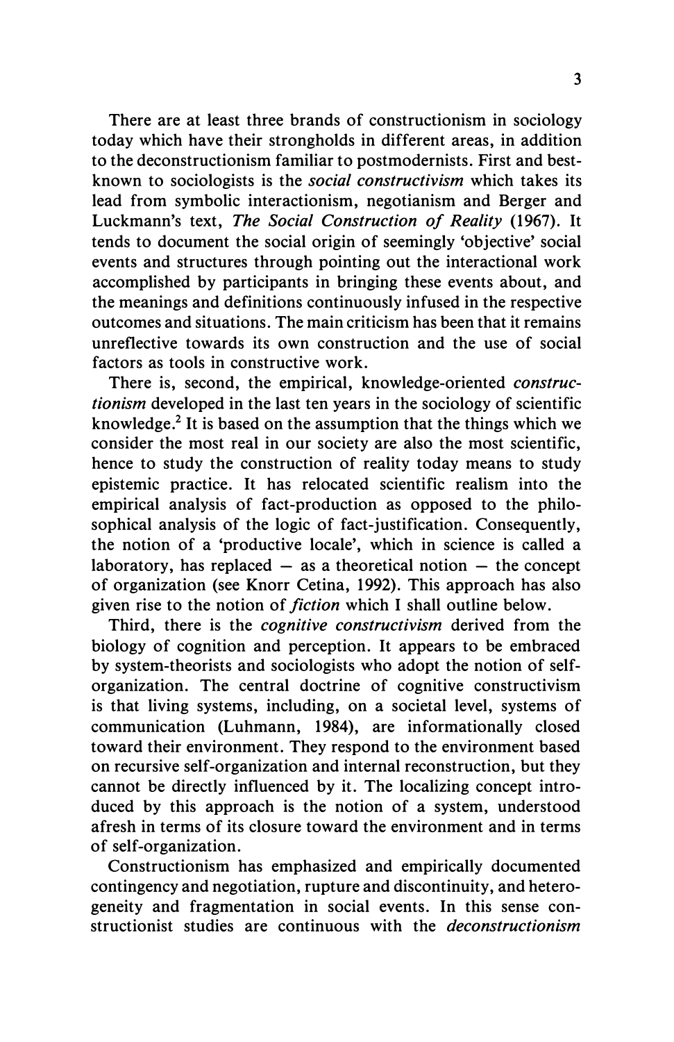There are at least three brands of constructionism in sociology today which have their strongholds in different areas, in addition to the deconstructionism familiar to postmodernists. First and best-known to sociologists is the *social constructivism* which takes its lead from symbolic interactionism, negotianism and Berger and Luckmann's text, *The Social Construction of Reality* (1967). It tends to document the social origin of seemingly 'objective' social events and structures through pointing out the interactional work accomplished by participants in bringing these events about, and the meanings and definitions continuously infused in the respective outcomes and situations. The main criticism has been that it remains unreflective towards its own construction and the use of social factors as tools in constructive work.

There is, second, the empirical, knowledge-oriented *constructionism* developed in the last ten years in the sociology of scientific knowledge.[2] It is based on the assumption that the things which we consider the most real in our society are also the most scientific, hence to study the construction of reality today means to study epistemic practice. It has relocated scientific realism into the empirical analysis of fact-production as opposed to the philosophical analysis of the logic of fact-justification. Consequently, the notion of a 'productive locale', which in science is called a laboratory, has replaced – as a theoretical notion – the concept of organization (see Knorr Cetina, 1992). This approach has also given rise to the notion of *fiction* which I shall outline below.

Third, there is the *cognitive constructivism* derived from the biology of cognition and perception. It appears to be embraced by system-theorists and sociologists who adopt the notion of self-organization. The central doctrine of cognitive constructivism is that living systems, including, on a societal level, systems of communication (Luhmann, 1984), are informationally closed toward their environment. They respond to the environment based on recursive self-organization and internal reconstruction, but they cannot be directly influenced by it. The localizing concept introduced by this approach is the notion of a system, understood afresh in terms of its closure toward the environment and in terms of self-organization.

Constructionism has emphasized and empirically documented contingency and negotiation, rupture and discontinuity, and heterogeneity and fragmentation in social events. In this sense constructionist studies are continuous with the *deconstructionism*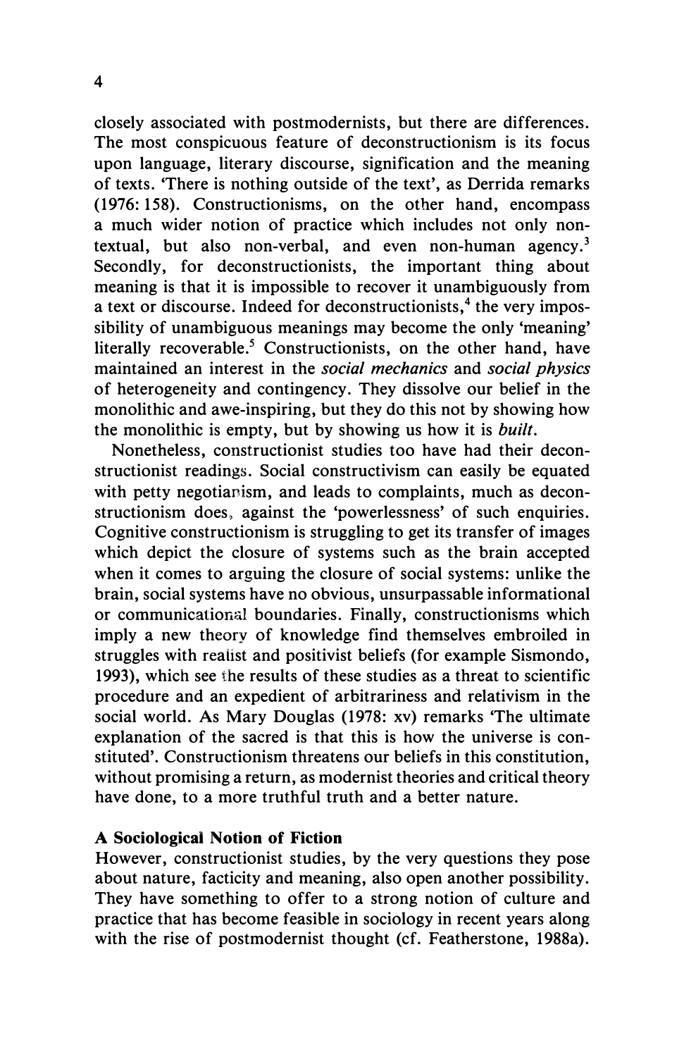closely associated with postmodernists, but there are differences. The most conspicuous feature of deconstructionism is its focus upon language, literary discourse, signification and the meaning of texts. 'There is nothing outside of the text', as Derrida remarks (1976: 158). Constructionisms, on the other hand, encompass a much wider notion of practice which includes not only non-textual, but also non-verbal, and even non-human agency.[3] Secondly, for deconstructionists, the important thing about meaning is that it is impossible to recover it unambiguously from a text or discourse. Indeed for deconstructionists,[4] the very impossibility of unambiguous meanings may become the only 'meaning' literally recoverable.[5] Constructionists, on the other hand, have maintained an interest in the *social mechanics* and *social physics* of heterogeneity and contingency. They dissolve our belief in the monolithic and awe-inspiring, but they do this not by showing how the monolithic is empty, but by showing us how it is *built*.

Nonetheless, constructionist studies too have had their deconstructionist readings. Social constructivism can easily be equated with petty negotiationism, and leads to complaints, much as deconstructionism does, against the 'powerlessness' of such enquiries. Cognitive constructionism is struggling to get its transfer of images which depict the closure of systems such as the brain accepted when it comes to arguing the closure of social systems: unlike the brain, social systems have no obvious, unsurpassable informational or communicational boundaries. Finally, constructionisms which imply a new theory of knowledge find themselves embroiled in struggles with realist and positivist beliefs (for example Sismondo, 1993), which see the results of these studies as a threat to scientific procedure and an expedient of arbitrariness and relativism in the social world. As Mary Douglas (1978: xv) remarks 'The ultimate explanation of the sacred is that this is how the universe is constituted'. Constructionism threatens our beliefs in this constitution, without promising a return, as modernist theories and critical theory have done, to a more truthful truth and a better nature.

### A Sociological Notion of Fiction

However, constructionist studies, by the very questions they pose about nature, facticity and meaning, also open another possibility. They have something to offer to a strong notion of culture and practice that has become feasible in sociology in recent years along with the rise of postmodernist thought (cf. Featherstone, 1988a).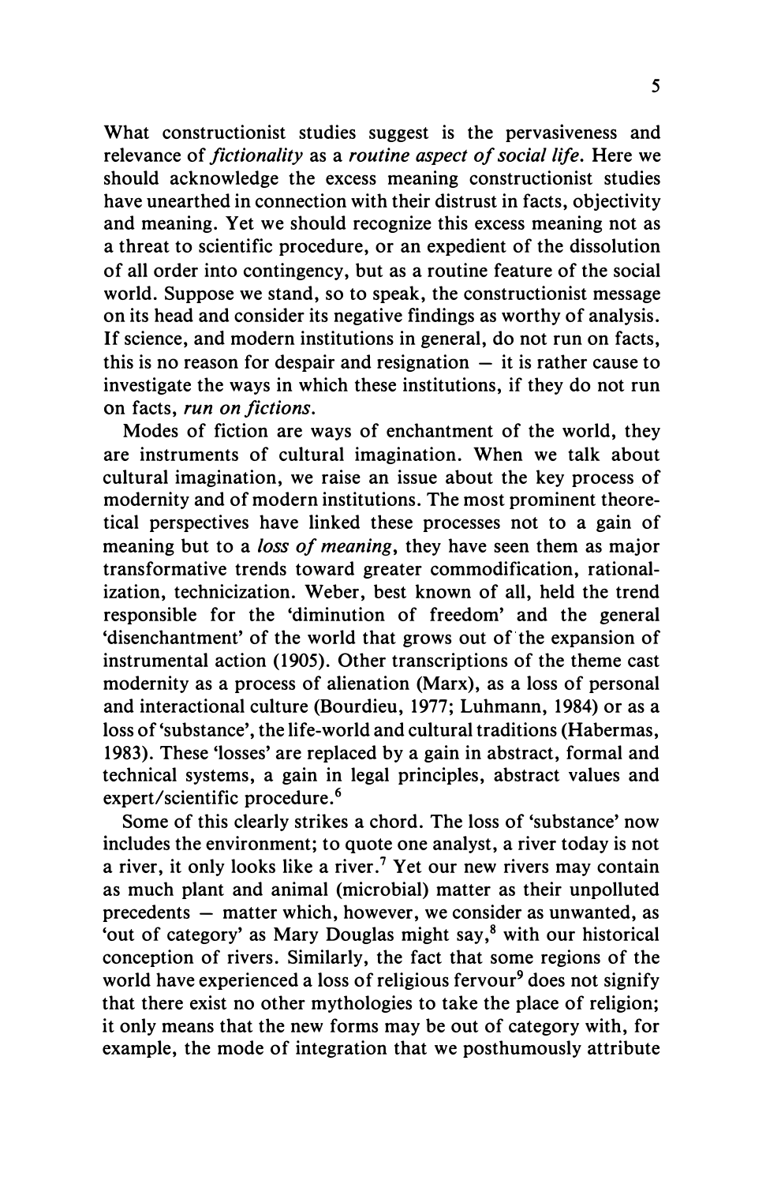What constructionist studies suggest is the pervasiveness and relevance of *fictionality* as a *routine aspect of social life*. Here we should acknowledge the excess meaning constructionist studies have unearthed in connection with their distrust in facts, objectivity and meaning. Yet we should recognize this excess meaning not as a threat to scientific procedure, or an expedient of the dissolution of all order into contingency, but as a routine feature of the social world. Suppose we stand, so to speak, the constructionist message on its head and consider its negative findings as worthy of analysis. If science, and modern institutions in general, do not run on facts, this is no reason for despair and resignation — it is rather cause to investigate the ways in which these institutions, if they do not run on facts, *run on fictions*.

Modes of fiction are ways of enchantment of the world, they are instruments of cultural imagination. When we talk about cultural imagination, we raise an issue about the key process of modernity and of modern institutions. The most prominent theoretical perspectives have linked these processes not to a gain of meaning but to a *loss of meaning*, they have seen them as major transformative trends toward greater commodification, rationalization, technicization. Weber, best known of all, held the trend responsible for the 'diminution of freedom' and the general 'disenchantment' of the world that grows out of the expansion of instrumental action (1905). Other transcriptions of the theme cast modernity as a process of alienation (Marx), as a loss of personal and interactional culture (Bourdieu, 1977; Luhmann, 1984) or as a loss of 'substance', the life-world and cultural traditions (Habermas, 1983). These 'losses' are replaced by a gain in abstract, formal and technical systems, a gain in legal principles, abstract values and expert/scientific procedure.[6]

Some of this clearly strikes a chord. The loss of 'substance' now includes the environment; to quote one analyst, a river today is not a river, it only looks like a river.[7] Yet our new rivers may contain as much plant and animal (microbial) matter as their unpolluted precedents — matter which, however, we consider as unwanted, as 'out of category' as Mary Douglas might say,[8] with our historical conception of rivers. Similarly, the fact that some regions of the world have experienced a loss of religious fervour[9] does not signify that there exist no other mythologies to take the place of religion; it only means that the new forms may be out of category with, for example, the mode of integration that we posthumously attribute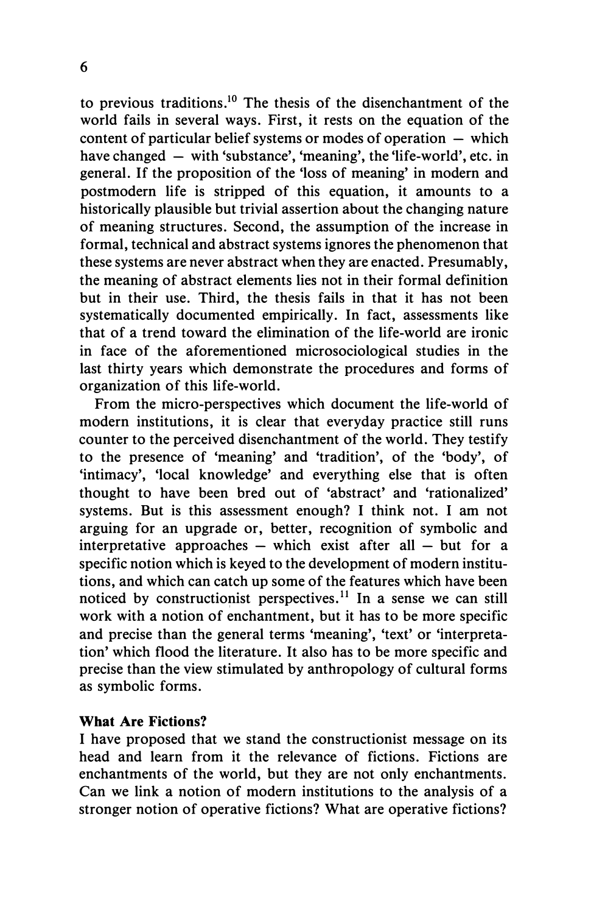to previous traditions.[10] The thesis of the disenchantment of the world fails in several ways. First, it rests on the equation of the content of particular belief systems or modes of operation — which have changed — with 'substance', 'meaning', the 'life-world', etc. in general. If the proposition of the 'loss of meaning' in modern and postmodern life is stripped of this equation, it amounts to a historically plausible but trivial assertion about the changing nature of meaning structures. Second, the assumption of the increase in formal, technical and abstract systems ignores the phenomenon that these systems are never abstract when they are enacted. Presumably, the meaning of abstract elements lies not in their formal definition but in their use. Third, the thesis fails in that it has not been systematically documented empirically. In fact, assessments like that of a trend toward the elimination of the life-world are ironic in face of the aforementioned microsociological studies in the last thirty years which demonstrate the procedures and forms of organization of this life-world.

From the micro-perspectives which document the life-world of modern institutions, it is clear that everyday practice still runs counter to the perceived disenchantment of the world. They testify to the presence of 'meaning' and 'tradition', of the 'body', of 'intimacy', 'local knowledge' and everything else that is often thought to have been bred out of 'abstract' and 'rationalized' systems. But is this assessment enough? I think not. I am not arguing for an upgrade or, better, recognition of symbolic and interpretative approaches — which exist after all — but for a specific notion which is keyed to the development of modern institutions, and which can catch up some of the features which have been noticed by constructionist perspectives.[11] In a sense we can still work with a notion of enchantment, but it has to be more specific and precise than the general terms 'meaning', 'text' or 'interpretation' which flood the literature. It also has to be more specific and precise than the view stimulated by anthropology of cultural forms as symbolic forms.

### What Are Fictions?

I have proposed that we stand the constructionist message on its head and learn from it the relevance of fictions. Fictions are enchantments of the world, but they are not only enchantments. Can we link a notion of modern institutions to the analysis of a stronger notion of operative fictions? What are operative fictions?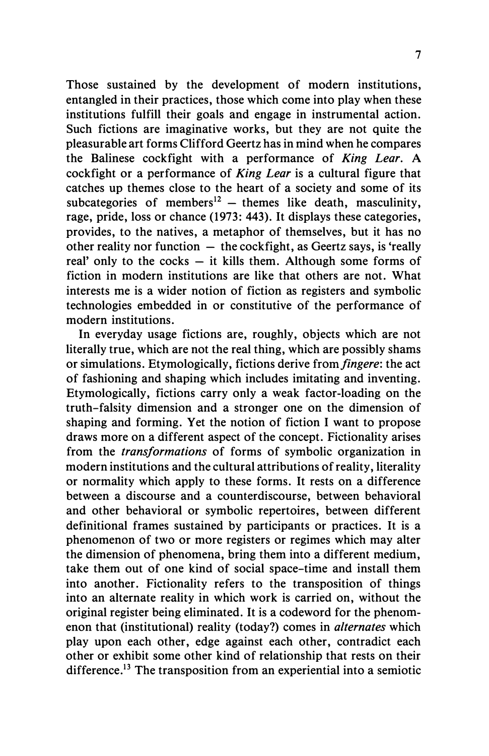Those sustained by the development of modern institutions, entangled in their practices, those which come into play when these institutions fulfill their goals and engage in instrumental action. Such fictions are imaginative works, but they are not quite the pleasurable art forms Clifford Geertz has in mind when he compares the Balinese cockfight with a performance of *King Lear*. A cockfight or a performance of *King Lear* is a cultural figure that catches up themes close to the heart of a society and some of its subcategories of members[12] – themes like death, masculinity, rage, pride, loss or chance (1973: 443). It displays these categories, provides, to the natives, a metaphor of themselves, but it has no other reality nor function – the cockfight, as Geertz says, is 'really real' only to the cocks – it kills them. Although some forms of fiction in modern institutions are like that others are not. What interests me is a wider notion of fiction as registers and symbolic technologies embedded in or constitutive of the performance of modern institutions.

In everyday usage fictions are, roughly, objects which are not literally true, which are not the real thing, which are possibly shams or simulations. Etymologically, fictions derive from *fingere*: the act of fashioning and shaping which includes imitating and inventing. Etymologically, fictions carry only a weak factor-loading on the truth–falsity dimension and a stronger one on the dimension of shaping and forming. Yet the notion of fiction I want to propose draws more on a different aspect of the concept. Fictionality arises from the *transformations* of forms of symbolic organization in modern institutions and the cultural attributions of reality, literality or normality which apply to these forms. It rests on a difference between a discourse and a counterdiscourse, between behavioral and other behavioral or symbolic repertoires, between different definitional frames sustained by participants or practices. It is a phenomenon of two or more registers or regimes which may alter the dimension of phenomena, bring them into a different medium, take them out of one kind of social space–time and install them into another. Fictionality refers to the transposition of things into an alternate reality in which work is carried on, without the original register being eliminated. It is a codeword for the phenomenon that (institutional) reality (today?) comes in *alternates* which play upon each other, edge against each other, contradict each other or exhibit some other kind of relationship that rests on their difference.[13] The transposition from an experiential into a semiotic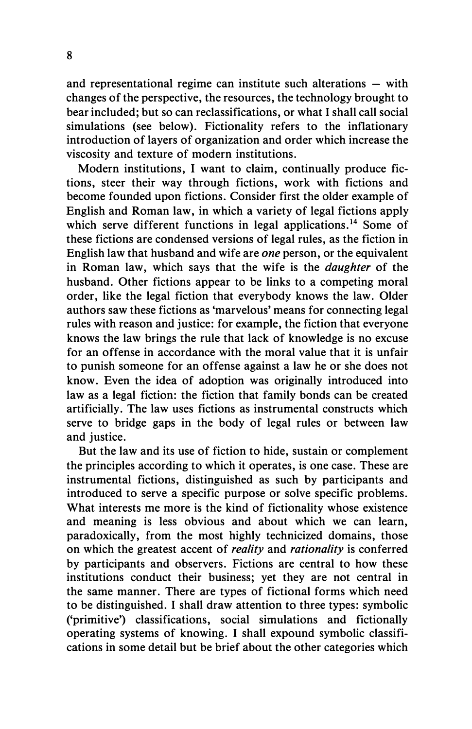and representational regime can institute such alterations – with changes of the perspective, the resources, the technology brought to bear included; but so can reclassifications, or what I shall call social simulations (see below). Fictionality refers to the inflationary introduction of layers of organization and order which increase the viscosity and texture of modern institutions.

Modern institutions, I want to claim, continually produce fictions, steer their way through fictions, work with fictions and become founded upon fictions. Consider first the older example of English and Roman law, in which a variety of legal fictions apply which serve different functions in legal applications.[14] Some of these fictions are condensed versions of legal rules, as the fiction in English law that husband and wife are *one* person, or the equivalent in Roman law, which says that the wife is the *daughter* of the husband. Other fictions appear to be links to a competing moral order, like the legal fiction that everybody knows the law. Older authors saw these fictions as 'marvelous' means for connecting legal rules with reason and justice: for example, the fiction that everyone knows the law brings the rule that lack of knowledge is no excuse for an offense in accordance with the moral value that it is unfair to punish someone for an offense against a law he or she does not know. Even the idea of adoption was originally introduced into law as a legal fiction: the fiction that family bonds can be created artificially. The law uses fictions as instrumental constructs which serve to bridge gaps in the body of legal rules or between law and justice.

But the law and its use of fiction to hide, sustain or complement the principles according to which it operates, is one case. These are instrumental fictions, distinguished as such by participants and introduced to serve a specific purpose or solve specific problems. What interests me more is the kind of fictionality whose existence and meaning is less obvious and about which we can learn, paradoxically, from the most highly technicized domains, those on which the greatest accent of *reality* and *rationality* is conferred by participants and observers. Fictions are central to how these institutions conduct their business; yet they are not central in the same manner. There are types of fictional forms which need to be distinguished. I shall draw attention to three types: symbolic ('primitive') classifications, social simulations and fictionally operating systems of knowing. I shall expound symbolic classifications in some detail but be brief about the other categories which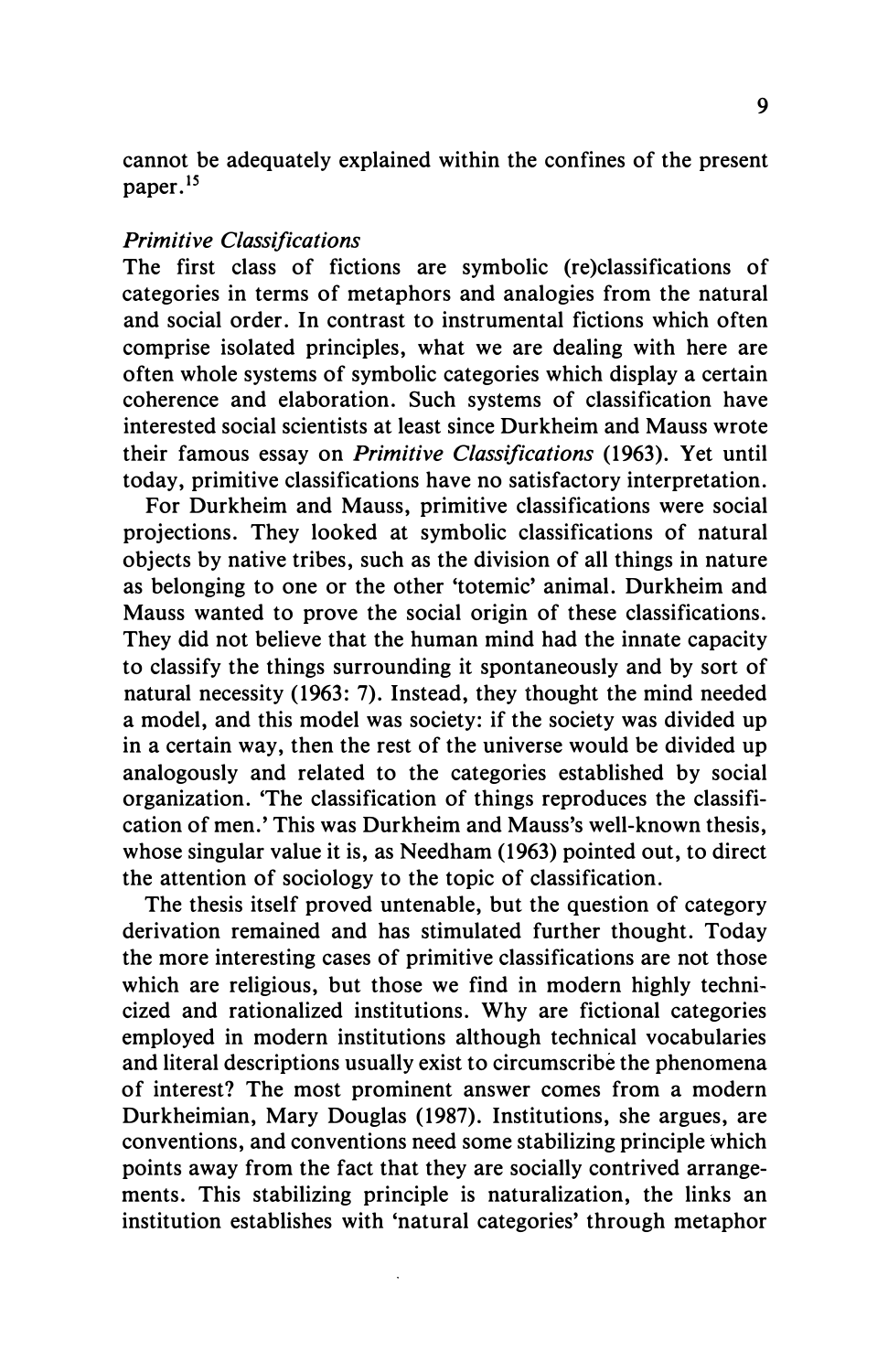cannot be adequately explained within the confines of the present paper.[15]

*Primitive Classifications*

The first class of fictions are symbolic (re)classifications of categories in terms of metaphors and analogies from the natural and social order. In contrast to instrumental fictions which often comprise isolated principles, what we are dealing with here are often whole systems of symbolic categories which display a certain coherence and elaboration. Such systems of classification have interested social scientists at least since Durkheim and Mauss wrote their famous essay on *Primitive Classifications* (1963). Yet until today, primitive classifications have no satisfactory interpretation.

For Durkheim and Mauss, primitive classifications were social projections. They looked at symbolic classifications of natural objects by native tribes, such as the division of all things in nature as belonging to one or the other 'totemic' animal. Durkheim and Mauss wanted to prove the social origin of these classifications. They did not believe that the human mind had the innate capacity to classify the things surrounding it spontaneously and by sort of natural necessity (1963: 7). Instead, they thought the mind needed a model, and this model was society: if the society was divided up in a certain way, then the rest of the universe would be divided up analogously and related to the categories established by social organization. 'The classification of things reproduces the classification of men.' This was Durkheim and Mauss's well-known thesis, whose singular value it is, as Needham (1963) pointed out, to direct the attention of sociology to the topic of classification.

The thesis itself proved untenable, but the question of category derivation remained and has stimulated further thought. Today the more interesting cases of primitive classifications are not those which are religious, but those we find in modern highly technicized and rationalized institutions. Why are fictional categories employed in modern institutions although technical vocabularies and literal descriptions usually exist to circumscribe the phenomena of interest? The most prominent answer comes from a modern Durkheimian, Mary Douglas (1987). Institutions, she argues, are conventions, and conventions need some stabilizing principle which points away from the fact that they are socially contrived arrangements. This stabilizing principle is naturalization, the links an institution establishes with 'natural categories' through metaphor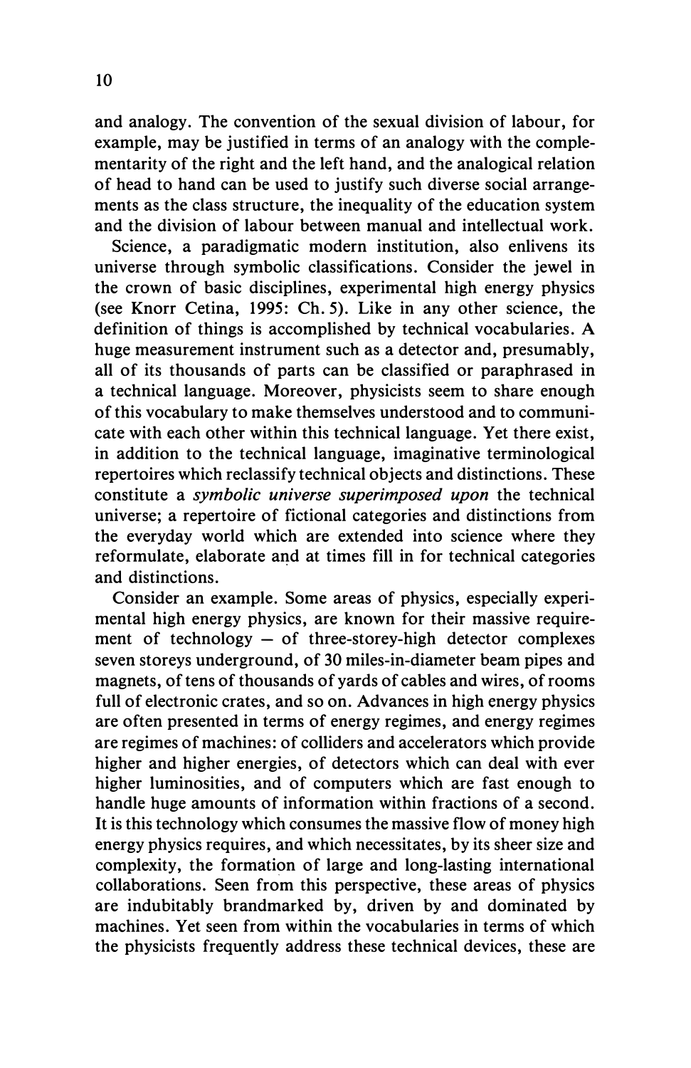and analogy. The convention of the sexual division of labour, for example, may be justified in terms of an analogy with the complementarity of the right and the left hand, and the analogical relation of head to hand can be used to justify such diverse social arrangements as the class structure, the inequality of the education system and the division of labour between manual and intellectual work.

Science, a paradigmatic modern institution, also enlivens its universe through symbolic classifications. Consider the jewel in the crown of basic disciplines, experimental high energy physics (see Knorr Cetina, 1995: Ch. 5). Like in any other science, the definition of things is accomplished by technical vocabularies. A huge measurement instrument such as a detector and, presumably, all of its thousands of parts can be classified or paraphrased in a technical language. Moreover, physicists seem to share enough of this vocabulary to make themselves understood and to communicate with each other within this technical language. Yet there exist, in addition to the technical language, imaginative terminological repertoires which reclassify technical objects and distinctions. These constitute a *symbolic universe superimposed upon* the technical universe; a repertoire of fictional categories and distinctions from the everyday world which are extended into science where they reformulate, elaborate and at times fill in for technical categories and distinctions.

Consider an example. Some areas of physics, especially experimental high energy physics, are known for their massive requirement of technology – of three-storey-high detector complexes seven storeys underground, of 30 miles-in-diameter beam pipes and magnets, of tens of thousands of yards of cables and wires, of rooms full of electronic crates, and so on. Advances in high energy physics are often presented in terms of energy regimes, and energy regimes are regimes of machines: of colliders and accelerators which provide higher and higher energies, of detectors which can deal with ever higher luminosities, and of computers which are fast enough to handle huge amounts of information within fractions of a second. It is this technology which consumes the massive flow of money high energy physics requires, and which necessitates, by its sheer size and complexity, the formation of large and long-lasting international collaborations. Seen from this perspective, these areas of physics are indubitably brandmarked by, driven by and dominated by machines. Yet seen from within the vocabularies in terms of which the physicists frequently address these technical devices, these are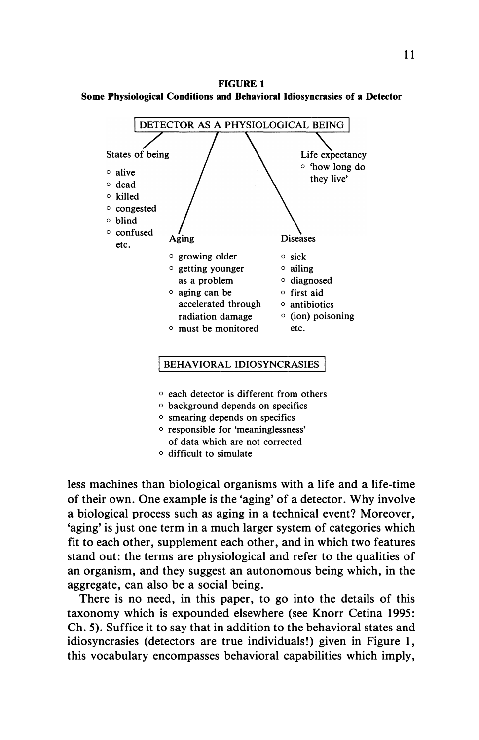**FIGURE 1**

**Some Physiological Conditions and Behavioral Idiosyncrasies of a Detector**

DETECTOR AS A PHYSIOLOGICAL BEING

States of being
- alive
- dead
- killed
- congested
- blind
- confused
etc.

Aging
- growing older
- getting younger as a problem
- aging can be accelerated through radiation damage
- must be monitored

Diseases
- sick
- ailing
- diagnosed
- first aid
- antibiotics
- (ion) poisoning
etc.

Life expectancy
- 'how long do they live'

BEHAVIORAL IDIOSYNCRASIES

- each detector is different from others
- background depends on specifics
- smearing depends on specifics
- responsible for 'meaninglessness' of data which are not corrected
- difficult to simulate

less machines than biological organisms with a life and a life-time of their own. One example is the 'aging' of a detector. Why involve a biological process such as aging in a technical event? Moreover, 'aging' is just one term in a much larger system of categories which fit to each other, supplement each other, and in which two features stand out: the terms are physiological and refer to the qualities of an organism, and they suggest an autonomous being which, in the aggregate, can also be a social being.

There is no need, in this paper, to go into the details of this taxonomy which is expounded elsewhere (see Knorr Cetina 1995: Ch. 5). Suffice it to say that in addition to the behavioral states and idiosyncrasies (detectors are true individuals!) given in Figure 1, this vocabulary encompasses behavioral capabilities which imply,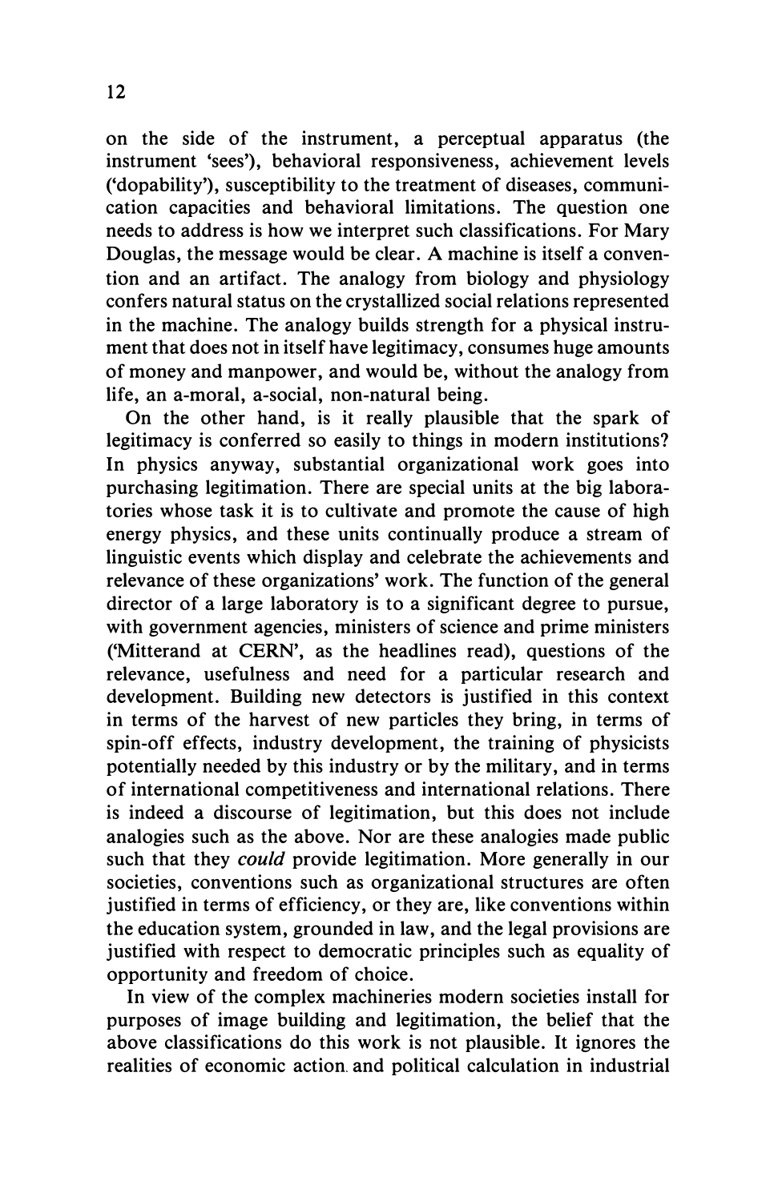on the side of the instrument, a perceptual apparatus (the instrument 'sees'), behavioral responsiveness, achievement levels ('dopability'), susceptibility to the treatment of diseases, communication capacities and behavioral limitations. The question one needs to address is how we interpret such classifications. For Mary Douglas, the message would be clear. A machine is itself a convention and an artifact. The analogy from biology and physiology confers natural status on the crystallized social relations represented in the machine. The analogy builds strength for a physical instrument that does not in itself have legitimacy, consumes huge amounts of money and manpower, and would be, without the analogy from life, an a-moral, a-social, non-natural being.

On the other hand, is it really plausible that the spark of legitimacy is conferred so easily to things in modern institutions? In physics anyway, substantial organizational work goes into purchasing legitimation. There are special units at the big laboratories whose task it is to cultivate and promote the cause of high energy physics, and these units continually produce a stream of linguistic events which display and celebrate the achievements and relevance of these organizations' work. The function of the general director of a large laboratory is to a significant degree to pursue, with government agencies, ministers of science and prime ministers ('Mitterand at CERN', as the headlines read), questions of the relevance, usefulness and need for a particular research and development. Building new detectors is justified in this context in terms of the harvest of new particles they bring, in terms of spin-off effects, industry development, the training of physicists potentially needed by this industry or by the military, and in terms of international competitiveness and international relations. There is indeed a discourse of legitimation, but this does not include analogies such as the above. Nor are these analogies made public such that they *could* provide legitimation. More generally in our societies, conventions such as organizational structures are often justified in terms of efficiency, or they are, like conventions within the education system, grounded in law, and the legal provisions are justified with respect to democratic principles such as equality of opportunity and freedom of choice.

In view of the complex machineries modern societies install for purposes of image building and legitimation, the belief that the above classifications do this work is not plausible. It ignores the realities of economic action and political calculation in industrial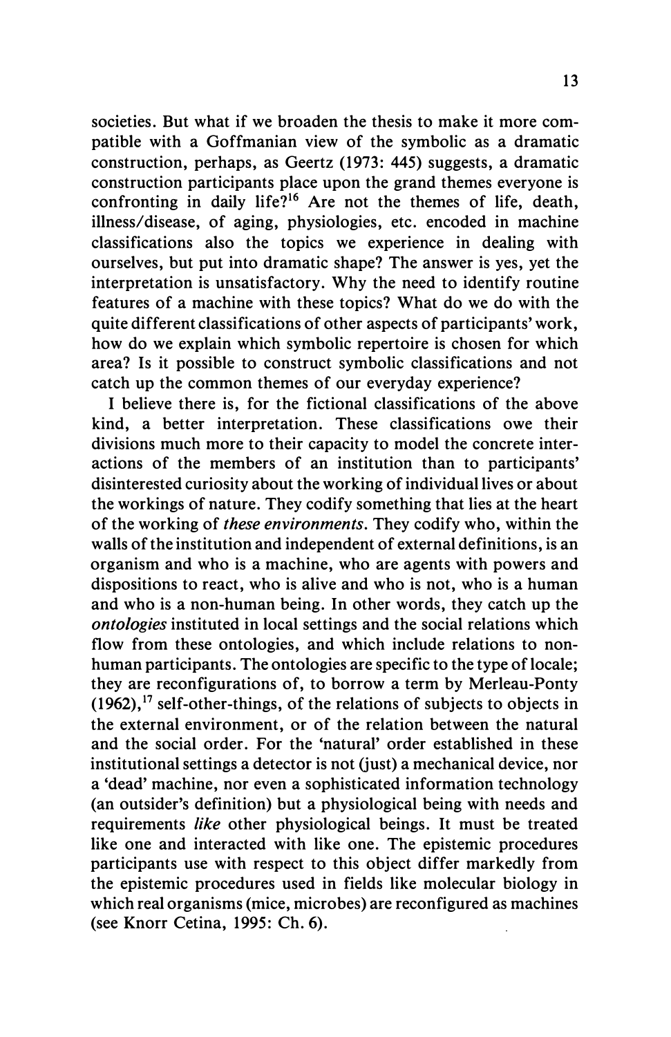societies. But what if we broaden the thesis to make it more compatible with a Goffmanian view of the symbolic as a dramatic construction, perhaps, as Geertz (1973: 445) suggests, a dramatic construction participants place upon the grand themes everyone is confronting in daily life?[16] Are not the themes of life, death, illness/disease, of aging, physiologies, etc. encoded in machine classifications also the topics we experience in dealing with ourselves, but put into dramatic shape? The answer is yes, yet the interpretation is unsatisfactory. Why the need to identify routine features of a machine with these topics? What do we do with the quite different classifications of other aspects of participants' work, how do we explain which symbolic repertoire is chosen for which area? Is it possible to construct symbolic classifications and not catch up the common themes of our everyday experience?

I believe there is, for the fictional classifications of the above kind, a better interpretation. These classifications owe their divisions much more to their capacity to model the concrete interactions of the members of an institution than to participants' disinterested curiosity about the working of individual lives or about the workings of nature. They codify something that lies at the heart of the working of *these environments*. They codify who, within the walls of the institution and independent of external definitions, is an organism and who is a machine, who are agents with powers and dispositions to react, who is alive and who is not, who is a human and who is a non-human being. In other words, they catch up the *ontologies* instituted in local settings and the social relations which flow from these ontologies, and which include relations to non-human participants. The ontologies are specific to the type of locale; they are reconfigurations of, to borrow a term by Merleau-Ponty (1962),[17] self-other-things, of the relations of subjects to objects in the external environment, or of the relation between the natural and the social order. For the 'natural' order established in these institutional settings a detector is not (just) a mechanical device, nor a 'dead' machine, nor even a sophisticated information technology (an outsider's definition) but a physiological being with needs and requirements *like* other physiological beings. It must be treated like one and interacted with like one. The epistemic procedures participants use with respect to this object differ markedly from the epistemic procedures used in fields like molecular biology in which real organisms (mice, microbes) are reconfigured as machines (see Knorr Cetina, 1995: Ch. 6).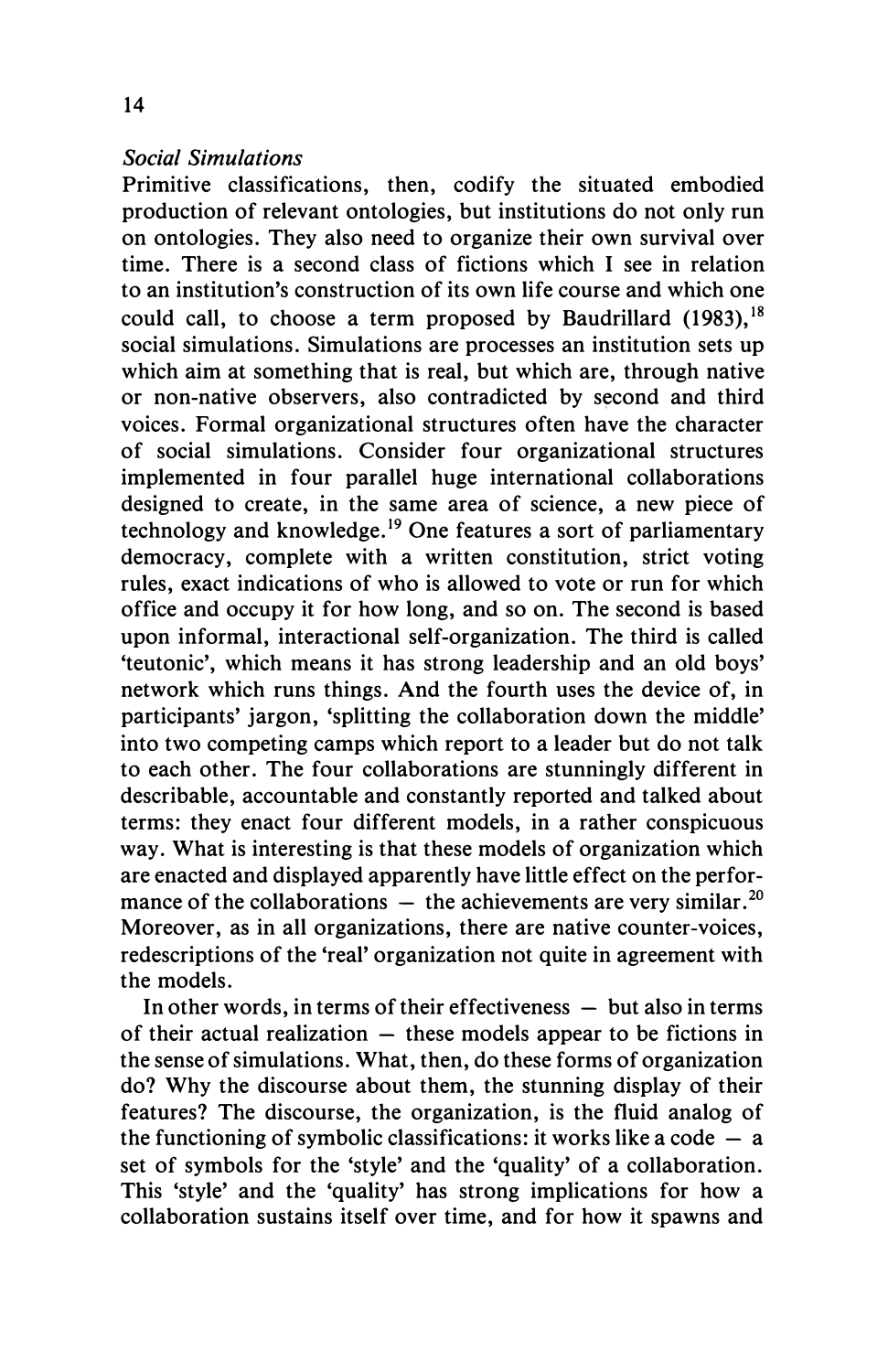*Social Simulations*

Primitive classifications, then, codify the situated embodied production of relevant ontologies, but institutions do not only run on ontologies. They also need to organize their own survival over time. There is a second class of fictions which I see in relation to an institution's construction of its own life course and which one could call, to choose a term proposed by Baudrillard (1983),[18] social simulations. Simulations are processes an institution sets up which aim at something that is real, but which are, through native or non-native observers, also contradicted by second and third voices. Formal organizational structures often have the character of social simulations. Consider four organizational structures implemented in four parallel huge international collaborations designed to create, in the same area of science, a new piece of technology and knowledge.[19] One features a sort of parliamentary democracy, complete with a written constitution, strict voting rules, exact indications of who is allowed to vote or run for which office and occupy it for how long, and so on. The second is based upon informal, interactional self-organization. The third is called 'teutonic', which means it has strong leadership and an old boys' network which runs things. And the fourth uses the device of, in participants' jargon, 'splitting the collaboration down the middle' into two competing camps which report to a leader but do not talk to each other. The four collaborations are stunningly different in describable, accountable and constantly reported and talked about terms: they enact four different models, in a rather conspicuous way. What is interesting is that these models of organization which are enacted and displayed apparently have little effect on the performance of the collaborations — the achievements are very similar.[20] Moreover, as in all organizations, there are native counter-voices, redescriptions of the 'real' organization not quite in agreement with the models.

In other words, in terms of their effectiveness — but also in terms of their actual realization — these models appear to be fictions in the sense of simulations. What, then, do these forms of organization do? Why the discourse about them, the stunning display of their features? The discourse, the organization, is the fluid analog of the functioning of symbolic classifications: it works like a code — a set of symbols for the 'style' and the 'quality' of a collaboration. This 'style' and the 'quality' has strong implications for how a collaboration sustains itself over time, and for how it spawns and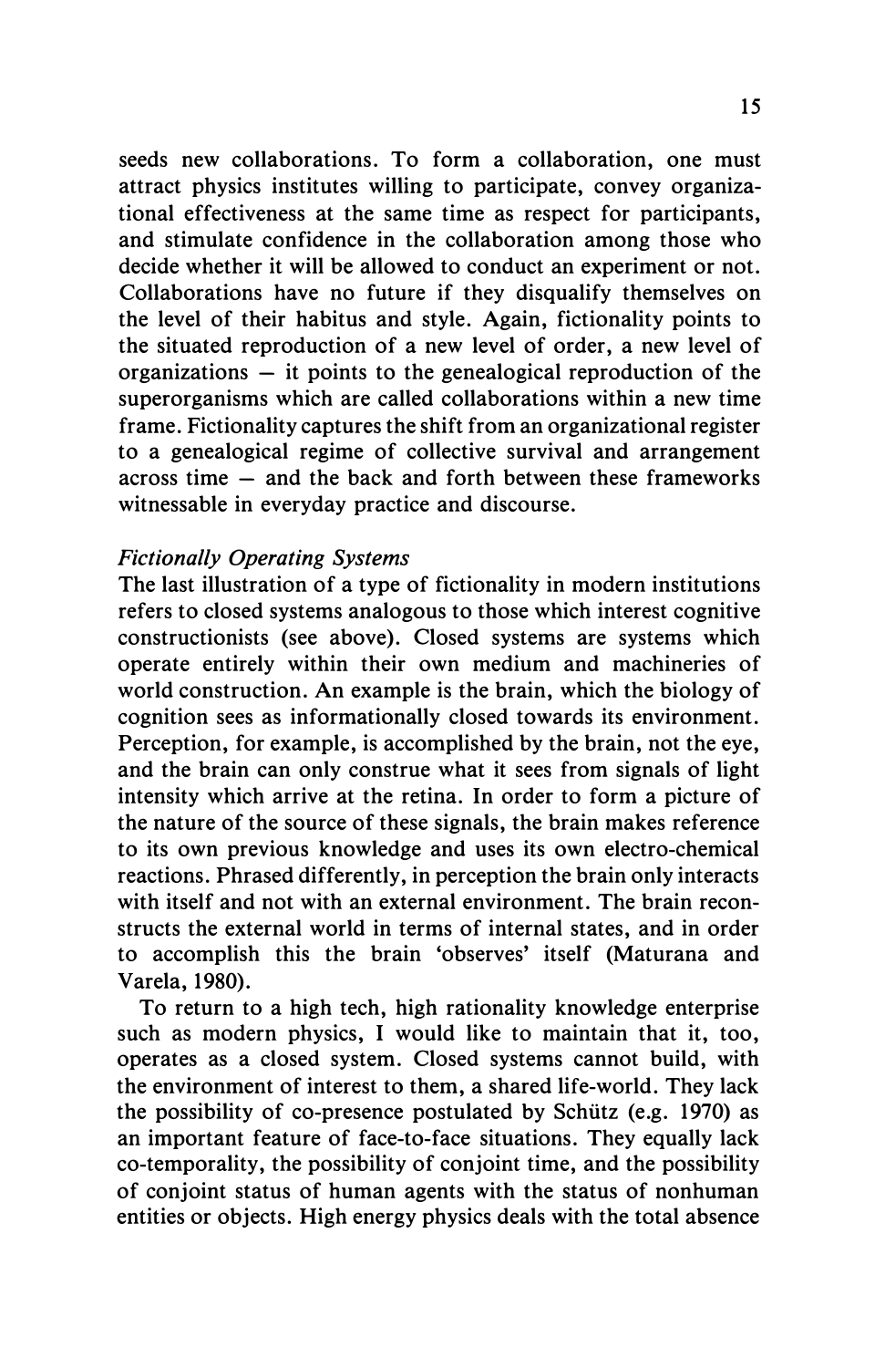seeds new collaborations. To form a collaboration, one must attract physics institutes willing to participate, convey organizational effectiveness at the same time as respect for participants, and stimulate confidence in the collaboration among those who decide whether it will be allowed to conduct an experiment or not. Collaborations have no future if they disqualify themselves on the level of their habitus and style. Again, fictionality points to the situated reproduction of a new level of order, a new level of organizations — it points to the genealogical reproduction of the superorganisms which are called collaborations within a new time frame. Fictionality captures the shift from an organizational register to a genealogical regime of collective survival and arrangement across time — and the back and forth between these frameworks witnessable in everyday practice and discourse.

*Fictionally Operating Systems*

The last illustration of a type of fictionality in modern institutions refers to closed systems analogous to those which interest cognitive constructionists (see above). Closed systems are systems which operate entirely within their own medium and machineries of world construction. An example is the brain, which the biology of cognition sees as informationally closed towards its environment. Perception, for example, is accomplished by the brain, not the eye, and the brain can only construe what it sees from signals of light intensity which arrive at the retina. In order to form a picture of the nature of the source of these signals, the brain makes reference to its own previous knowledge and uses its own electro-chemical reactions. Phrased differently, in perception the brain only interacts with itself and not with an external environment. The brain reconstructs the external world in terms of internal states, and in order to accomplish this the brain 'observes' itself (Maturana and Varela, 1980).

To return to a high tech, high rationality knowledge enterprise such as modern physics, I would like to maintain that it, too, operates as a closed system. Closed systems cannot build, with the environment of interest to them, a shared life-world. They lack the possibility of co-presence postulated by Schütz (e.g. 1970) as an important feature of face-to-face situations. They equally lack co-temporality, the possibility of conjoint time, and the possibility of conjoint status of human agents with the status of nonhuman entities or objects. High energy physics deals with the total absence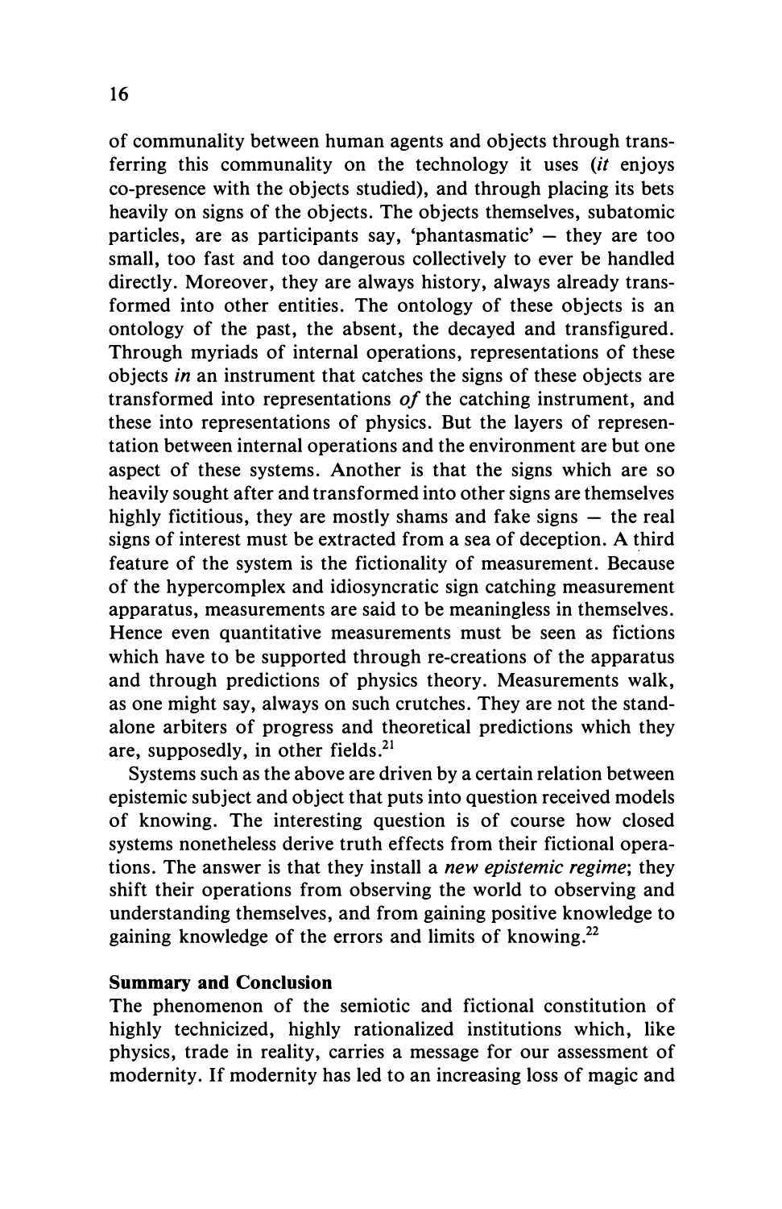of communality between human agents and objects through transferring this communality on the technology it uses (*it* enjoys co-presence with the objects studied), and through placing its bets heavily on signs of the objects. The objects themselves, subatomic particles, are as participants say, 'phantasmatic' – they are too small, too fast and too dangerous collectively to ever be handled directly. Moreover, they are always history, always already transformed into other entities. The ontology of these objects is an ontology of the past, the absent, the decayed and transfigured. Through myriads of internal operations, representations of these objects *in* an instrument that catches the signs of these objects are transformed into representations *of* the catching instrument, and these into representations of physics. But the layers of representation between internal operations and the environment are but one aspect of these systems. Another is that the signs which are so heavily sought after and transformed into other signs are themselves highly fictitious, they are mostly shams and fake signs – the real signs of interest must be extracted from a sea of deception. A third feature of the system is the fictionality of measurement. Because of the hypercomplex and idiosyncratic sign catching measurement apparatus, measurements are said to be meaningless in themselves. Hence even quantitative measurements must be seen as fictions which have to be supported through re-creations of the apparatus and through predictions of physics theory. Measurements walk, as one might say, always on such crutches. They are not the stand-alone arbiters of progress and theoretical predictions which they are, supposedly, in other fields.[21]

Systems such as the above are driven by a certain relation between epistemic subject and object that puts into question received models of knowing. The interesting question is of course how closed systems nonetheless derive truth effects from their fictional operations. The answer is that they install a *new epistemic regime*; they shift their operations from observing the world to observing and understanding themselves, and from gaining positive knowledge to gaining knowledge of the errors and limits of knowing.[22]

**Summary and Conclusion**

The phenomenon of the semiotic and fictional constitution of highly technicized, highly rationalized institutions which, like physics, trade in reality, carries a message for our assessment of modernity. If modernity has led to an increasing loss of magic and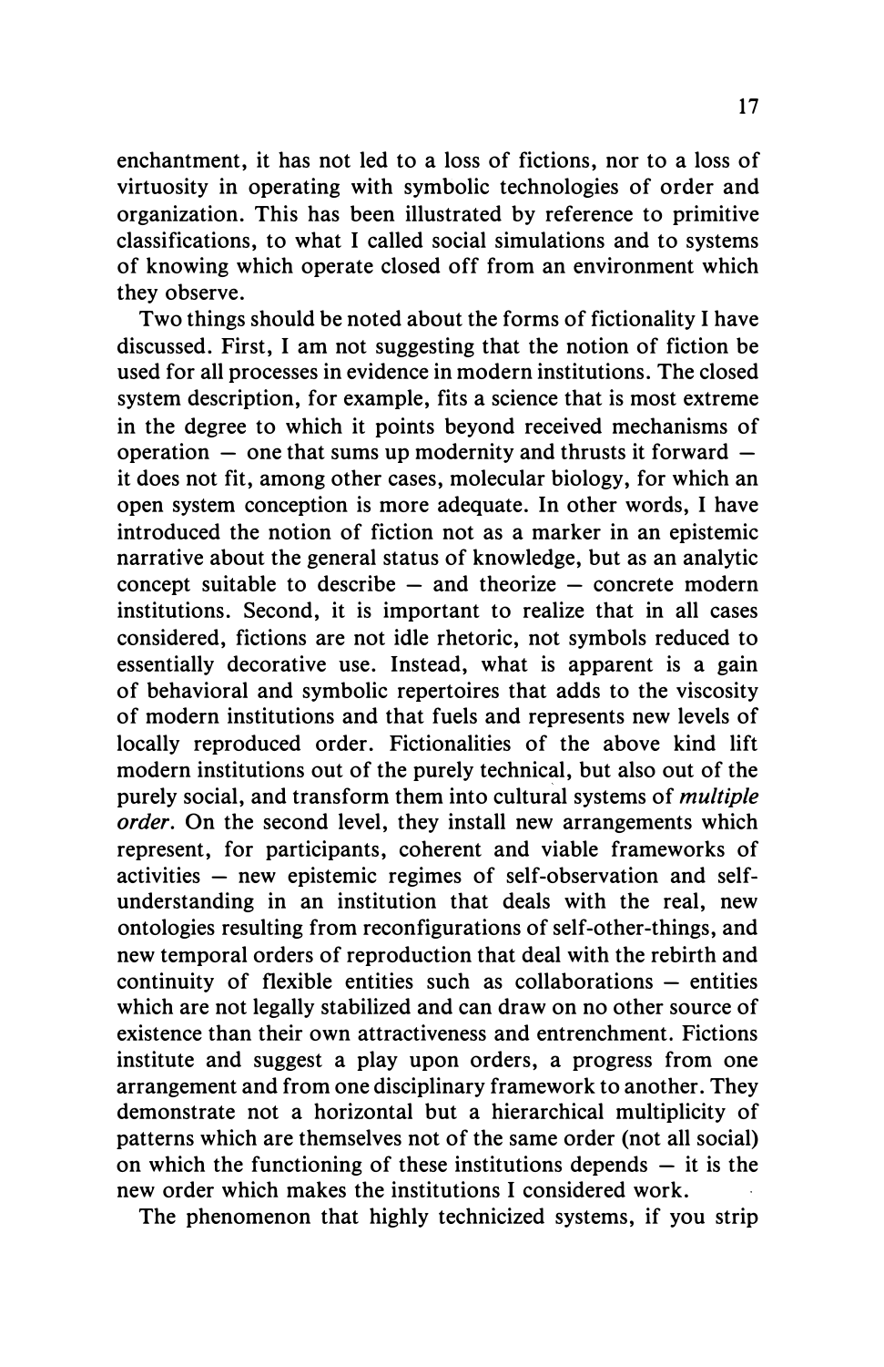enchantment, it has not led to a loss of fictions, nor to a loss of virtuosity in operating with symbolic technologies of order and organization. This has been illustrated by reference to primitive classifications, to what I called social simulations and to systems of knowing which operate closed off from an environment which they observe.

Two things should be noted about the forms of fictionality I have discussed. First, I am not suggesting that the notion of fiction be used for all processes in evidence in modern institutions. The closed system description, for example, fits a science that is most extreme in the degree to which it points beyond received mechanisms of operation — one that sums up modernity and thrusts it forward — it does not fit, among other cases, molecular biology, for which an open system conception is more adequate. In other words, I have introduced the notion of fiction not as a marker in an epistemic narrative about the general status of knowledge, but as an analytic concept suitable to describe — and theorize — concrete modern institutions. Second, it is important to realize that in all cases considered, fictions are not idle rhetoric, not symbols reduced to essentially decorative use. Instead, what is apparent is a gain of behavioral and symbolic repertoires that adds to the viscosity of modern institutions and that fuels and represents new levels of locally reproduced order. Fictionalities of the above kind lift modern institutions out of the purely technical, but also out of the purely social, and transform them into cultural systems of *multiple order*. On the second level, they install new arrangements which represent, for participants, coherent and viable frameworks of activities — new epistemic regimes of self-observation and self-understanding in an institution that deals with the real, new ontologies resulting from reconfigurations of self-other-things, and new temporal orders of reproduction that deal with the rebirth and continuity of flexible entities such as collaborations — entities which are not legally stabilized and can draw on no other source of existence than their own attractiveness and entrenchment. Fictions institute and suggest a play upon orders, a progress from one arrangement and from one disciplinary framework to another. They demonstrate not a horizontal but a hierarchical multiplicity of patterns which are themselves not of the same order (not all social) on which the functioning of these institutions depends — it is the new order which makes the institutions I considered work.

The phenomenon that highly technicized systems, if you strip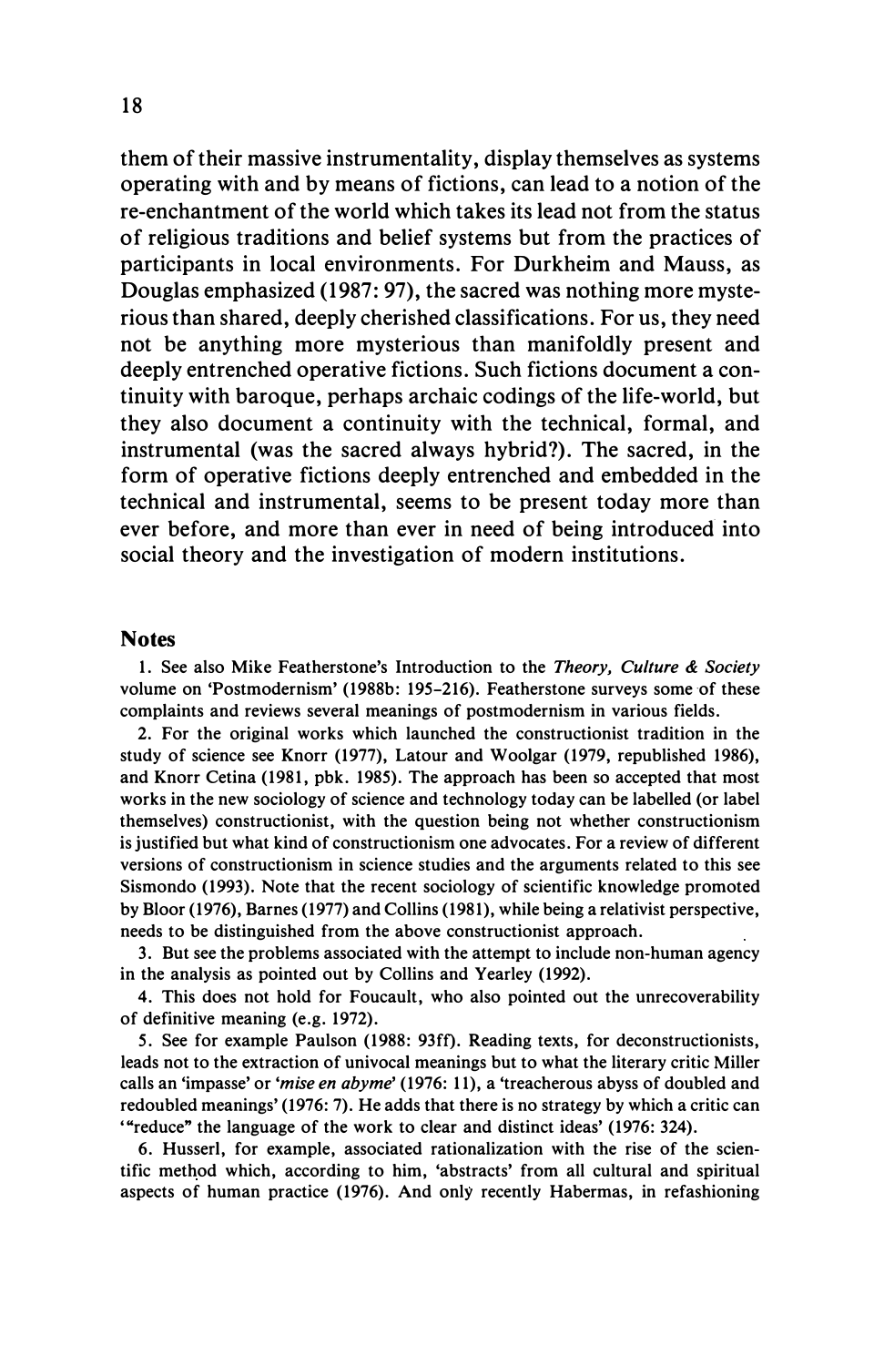them of their massive instrumentality, display themselves as systems operating with and by means of fictions, can lead to a notion of the re-enchantment of the world which takes its lead not from the status of religious traditions and belief systems but from the practices of participants in local environments. For Durkheim and Mauss, as Douglas emphasized (1987: 97), the sacred was nothing more mysterious than shared, deeply cherished classifications. For us, they need not be anything more mysterious than manifoldly present and deeply entrenched operative fictions. Such fictions document a continuity with baroque, perhaps archaic codings of the life-world, but they also document a continuity with the technical, formal, and instrumental (was the sacred always hybrid?). The sacred, in the form of operative fictions deeply entrenched and embedded in the technical and instrumental, seems to be present today more than ever before, and more than ever in need of being introduced into social theory and the investigation of modern institutions.

## Notes

1. See also Mike Featherstone's Introduction to the *Theory, Culture & Society* volume on 'Postmodernism' (1988b: 195–216). Featherstone surveys some of these complaints and reviews several meanings of postmodernism in various fields.

2. For the original works which launched the constructionist tradition in the study of science see Knorr (1977), Latour and Woolgar (1979, republished 1986), and Knorr Cetina (1981, pbk. 1985). The approach has been so accepted that most works in the new sociology of science and technology today can be labelled (or label themselves) constructionist, with the question being not whether constructionism is justified but what kind of constructionism one advocates. For a review of different versions of constructionism in science studies and the arguments related to this see Sismondo (1993). Note that the recent sociology of scientific knowledge promoted by Bloor (1976), Barnes (1977) and Collins (1981), while being a relativist perspective, needs to be distinguished from the above constructionist approach.

3. But see the problems associated with the attempt to include non-human agency in the analysis as pointed out by Collins and Yearley (1992).

4. This does not hold for Foucault, who also pointed out the unrecoverability of definitive meaning (e.g. 1972).

5. See for example Paulson (1988: 93ff). Reading texts, for deconstructionists, leads not to the extraction of univocal meanings but to what the literary critic Miller calls an 'impasse' or '*mise en abyme*' (1976: 11), a 'treacherous abyss of doubled and redoubled meanings' (1976: 7). He adds that there is no strategy by which a critic can '"reduce" the language of the work to clear and distinct ideas' (1976: 324).

6. Husserl, for example, associated rationalization with the rise of the scientific method which, according to him, 'abstracts' from all cultural and spiritual aspects of human practice (1976). And only recently Habermas, in refashioning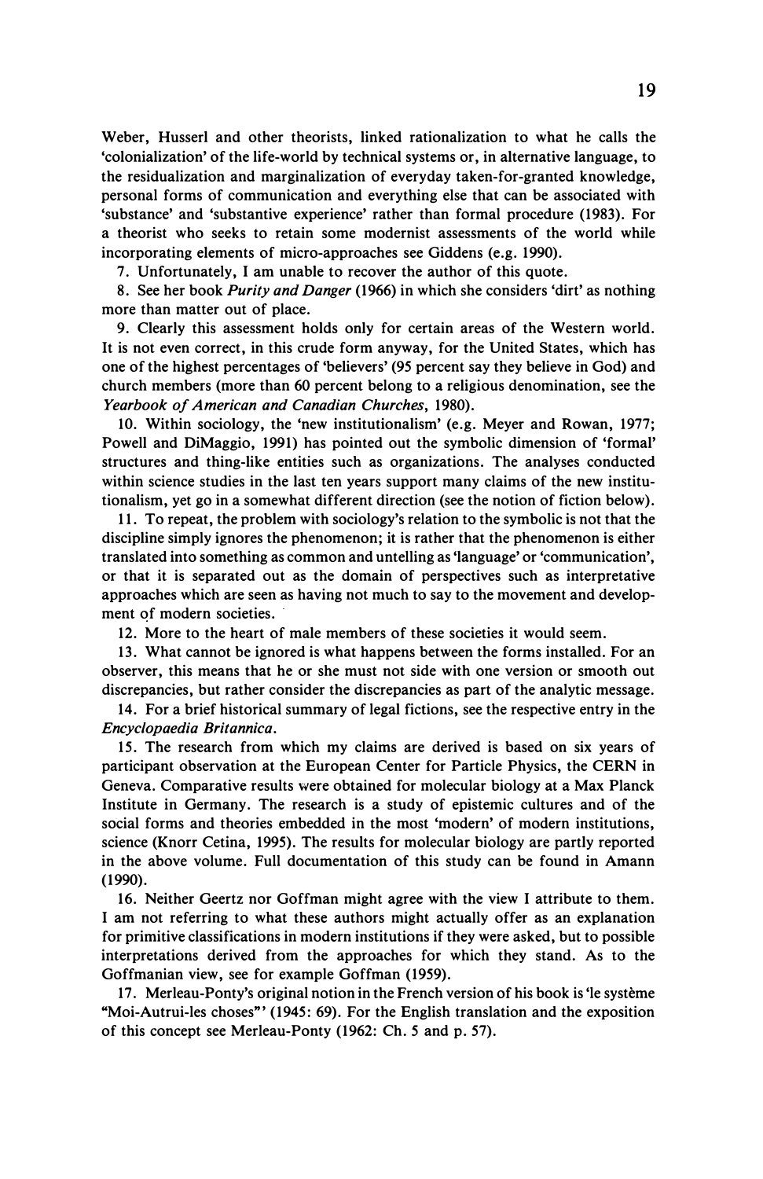Weber, Husserl and other theorists, linked rationalization to what he calls the 'colonialization' of the life-world by technical systems or, in alternative language, to the residualization and marginalization of everyday taken-for-granted knowledge, personal forms of communication and everything else that can be associated with 'substance' and 'substantive experience' rather than formal procedure (1983). For a theorist who seeks to retain some modernist assessments of the world while incorporating elements of micro-approaches see Giddens (e.g. 1990).

7. Unfortunately, I am unable to recover the author of this quote.

8. See her book *Purity and Danger* (1966) in which she considers 'dirt' as nothing more than matter out of place.

9. Clearly this assessment holds only for certain areas of the Western world. It is not even correct, in this crude form anyway, for the United States, which has one of the highest percentages of 'believers' (95 percent say they believe in God) and church members (more than 60 percent belong to a religious denomination, see the *Yearbook of American and Canadian Churches*, 1980).

10. Within sociology, the 'new institutionalism' (e.g. Meyer and Rowan, 1977; Powell and DiMaggio, 1991) has pointed out the symbolic dimension of 'formal' structures and thing-like entities such as organizations. The analyses conducted within science studies in the last ten years support many claims of the new institutionalism, yet go in a somewhat different direction (see the notion of fiction below).

11. To repeat, the problem with sociology's relation to the symbolic is not that the discipline simply ignores the phenomenon; it is rather that the phenomenon is either translated into something as common and untelling as 'language' or 'communication', or that it is separated out as the domain of perspectives such as interpretative approaches which are seen as having not much to say to the movement and development of modern societies.

12. More to the heart of male members of these societies it would seem.

13. What cannot be ignored is what happens between the forms installed. For an observer, this means that he or she must not side with one version or smooth out discrepancies, but rather consider the discrepancies as part of the analytic message.

14. For a brief historical summary of legal fictions, see the respective entry in the *Encyclopaedia Britannica*.

15. The research from which my claims are derived is based on six years of participant observation at the European Center for Particle Physics, the CERN in Geneva. Comparative results were obtained for molecular biology at a Max Planck Institute in Germany. The research is a study of epistemic cultures and of the social forms and theories embedded in the most 'modern' of modern institutions, science (Knorr Cetina, 1995). The results for molecular biology are partly reported in the above volume. Full documentation of this study can be found in Amann (1990).

16. Neither Geertz nor Goffman might agree with the view I attribute to them. I am not referring to what these authors might actually offer as an explanation for primitive classifications in modern institutions if they were asked, but to possible interpretations derived from the approaches for which they stand. As to the Goffmanian view, see for example Goffman (1959).

17. Merleau-Ponty's original notion in the French version of his book is 'le système "Moi-Autrui-les choses"' (1945: 69). For the English translation and the exposition of this concept see Merleau-Ponty (1962: Ch. 5 and p. 57).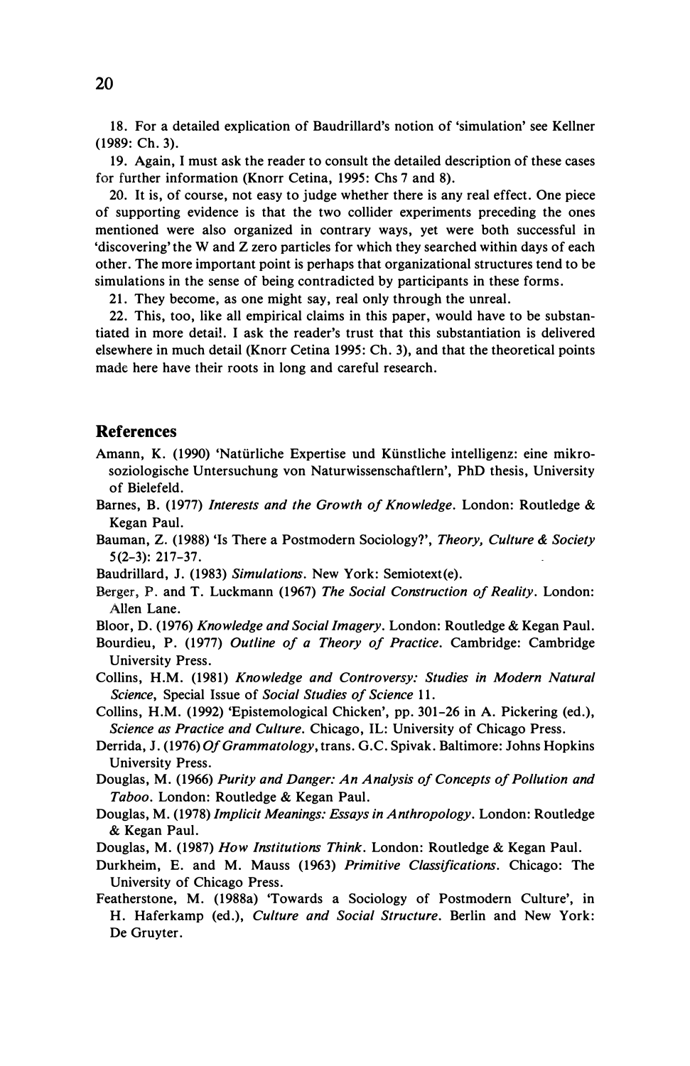18. For a detailed explication of Baudrillard's notion of 'simulation' see Kellner (1989: Ch. 3).

19. Again, I must ask the reader to consult the detailed description of these cases for further information (Knorr Cetina, 1995: Chs 7 and 8).

20. It is, of course, not easy to judge whether there is any real effect. One piece of supporting evidence is that the two collider experiments preceding the ones mentioned were also organized in contrary ways, yet were both successful in 'discovering' the W and Z zero particles for which they searched within days of each other. The more important point is perhaps that organizational structures tend to be simulations in the sense of being contradicted by participants in these forms.

21. They become, as one might say, real only through the unreal.

22. This, too, like all empirical claims in this paper, would have to be substantiated in more detail. I ask the reader's trust that this substantiation is delivered elsewhere in much detail (Knorr Cetina 1995: Ch. 3), and that the theoretical points made here have their roots in long and careful research.

## References

Amann, K. (1990) 'Natürliche Expertise und Künstliche intelligenz: eine mikrosoziologische Untersuchung von Naturwissenschaftlern', PhD thesis, University of Bielefeld.

Barnes, B. (1977) *Interests and the Growth of Knowledge*. London: Routledge & Kegan Paul.

Bauman, Z. (1988) 'Is There a Postmodern Sociology?', *Theory, Culture & Society* 5(2–3): 217–37.

Baudrillard, J. (1983) *Simulations*. New York: Semiotext(e).

Berger, P. and T. Luckmann (1967) *The Social Construction of Reality*. London: Allen Lane.

Bloor, D. (1976) *Knowledge and Social Imagery*. London: Routledge & Kegan Paul.

Bourdieu, P. (1977) *Outline of a Theory of Practice*. Cambridge: Cambridge University Press.

Collins, H.M. (1981) *Knowledge and Controversy: Studies in Modern Natural Science*, Special Issue of *Social Studies of Science* 11.

Collins, H.M. (1992) 'Epistemological Chicken', pp. 301–26 in A. Pickering (ed.), *Science as Practice and Culture*. Chicago, IL: University of Chicago Press.

Derrida, J. (1976) *Of Grammatology*, trans. G.C. Spivak. Baltimore: Johns Hopkins University Press.

Douglas, M. (1966) *Purity and Danger: An Analysis of Concepts of Pollution and Taboo*. London: Routledge & Kegan Paul.

Douglas, M. (1978) *Implicit Meanings: Essays in Anthropology*. London: Routledge & Kegan Paul.

Douglas, M. (1987) *How Institutions Think*. London: Routledge & Kegan Paul.

Durkheim, E. and M. Mauss (1963) *Primitive Classifications*. Chicago: The University of Chicago Press.

Featherstone, M. (1988a) 'Towards a Sociology of Postmodern Culture', in H. Haferkamp (ed.), *Culture and Social Structure*. Berlin and New York: De Gruyter.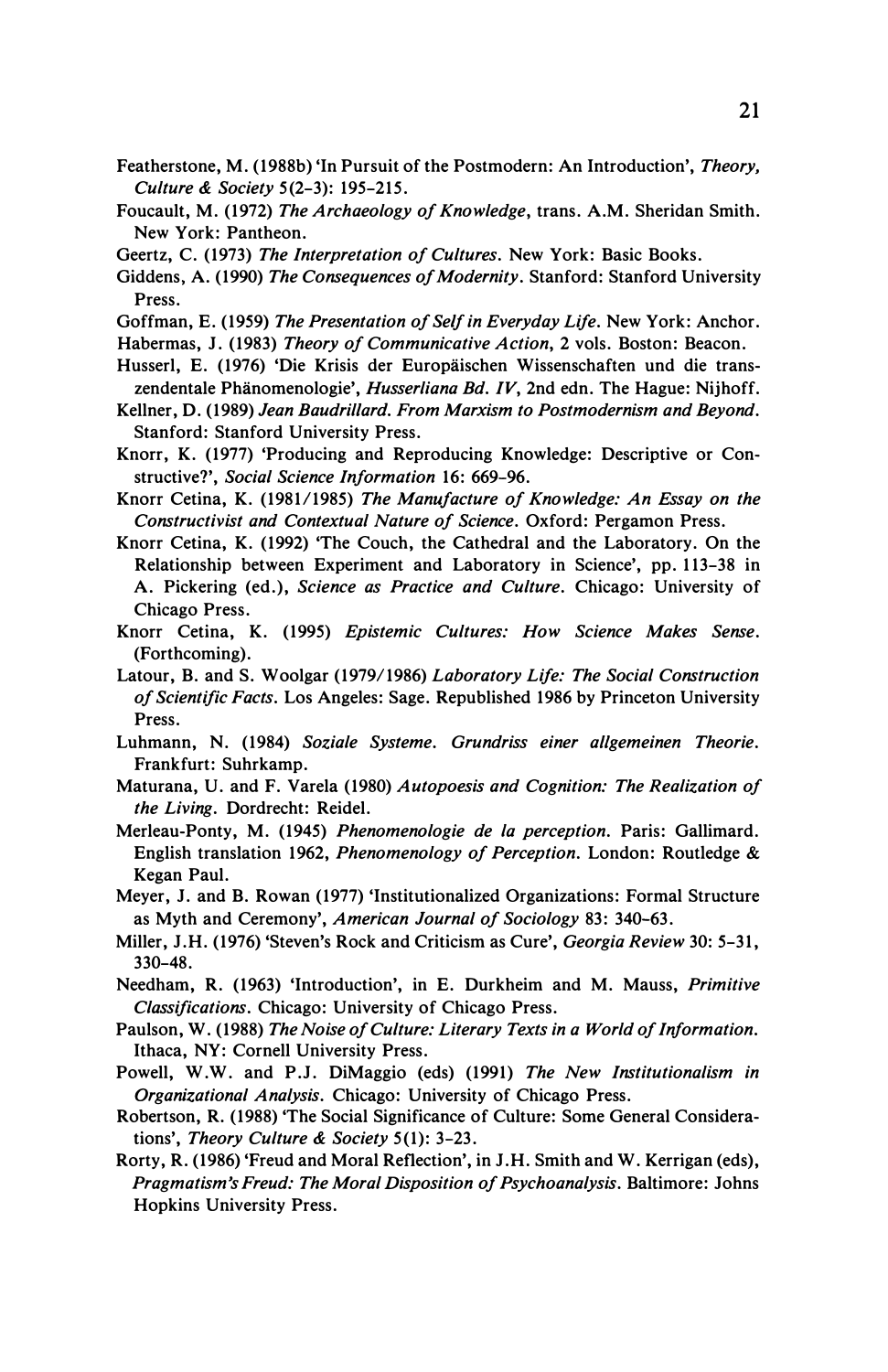Featherstone, M. (1988b) 'In Pursuit of the Postmodern: An Introduction', *Theory, Culture & Society* 5(2–3): 195–215.

Foucault, M. (1972) *The Archaeology of Knowledge*, trans. A.M. Sheridan Smith. New York: Pantheon.

Geertz, C. (1973) *The Interpretation of Cultures*. New York: Basic Books.

Giddens, A. (1990) *The Consequences of Modernity*. Stanford: Stanford University Press.

Goffman, E. (1959) *The Presentation of Self in Everyday Life*. New York: Anchor.

Habermas, J. (1983) *Theory of Communicative Action*, 2 vols. Boston: Beacon.

Husserl, E. (1976) 'Die Krisis der Europäischen Wissenschaften und die transzendentale Phänomenologie', *Husserliana Bd. IV*, 2nd edn. The Hague: Nijhoff.

Kellner, D. (1989) *Jean Baudrillard. From Marxism to Postmodernism and Beyond*. Stanford: Stanford University Press.

Knorr, K. (1977) 'Producing and Reproducing Knowledge: Descriptive or Constructive?', *Social Science Information* 16: 669–96.

Knorr Cetina, K. (1981/1985) *The Manufacture of Knowledge: An Essay on the Constructivist and Contextual Nature of Science*. Oxford: Pergamon Press.

Knorr Cetina, K. (1992) 'The Couch, the Cathedral and the Laboratory. On the Relationship between Experiment and Laboratory in Science', pp. 113–38 in A. Pickering (ed.), *Science as Practice and Culture*. Chicago: University of Chicago Press.

Knorr Cetina, K. (1995) *Epistemic Cultures: How Science Makes Sense*. (Forthcoming).

Latour, B. and S. Woolgar (1979/1986) *Laboratory Life: The Social Construction of Scientific Facts*. Los Angeles: Sage. Republished 1986 by Princeton University Press.

Luhmann, N. (1984) *Soziale Systeme. Grundriss einer allgemeinen Theorie*. Frankfurt: Suhrkamp.

Maturana, U. and F. Varela (1980) *Autopoesis and Cognition: The Realization of the Living*. Dordrecht: Reidel.

Merleau-Ponty, M. (1945) *Phenomenologie de la perception*. Paris: Gallimard. English translation 1962, *Phenomenology of Perception*. London: Routledge & Kegan Paul.

Meyer, J. and B. Rowan (1977) 'Institutionalized Organizations: Formal Structure as Myth and Ceremony', *American Journal of Sociology* 83: 340–63.

Miller, J.H. (1976) 'Steven's Rock and Criticism as Cure', *Georgia Review* 30: 5–31, 330–48.

Needham, R. (1963) 'Introduction', in E. Durkheim and M. Mauss, *Primitive Classifications*. Chicago: University of Chicago Press.

Paulson, W. (1988) *The Noise of Culture: Literary Texts in a World of Information*. Ithaca, NY: Cornell University Press.

Powell, W.W. and P.J. DiMaggio (eds) (1991) *The New Institutionalism in Organizational Analysis*. Chicago: University of Chicago Press.

Robertson, R. (1988) 'The Social Significance of Culture: Some General Considerations', *Theory Culture & Society* 5(1): 3–23.

Rorty, R. (1986) 'Freud and Moral Reflection', in J.H. Smith and W. Kerrigan (eds), *Pragmatism's Freud: The Moral Disposition of Psychoanalysis*. Baltimore: Johns Hopkins University Press.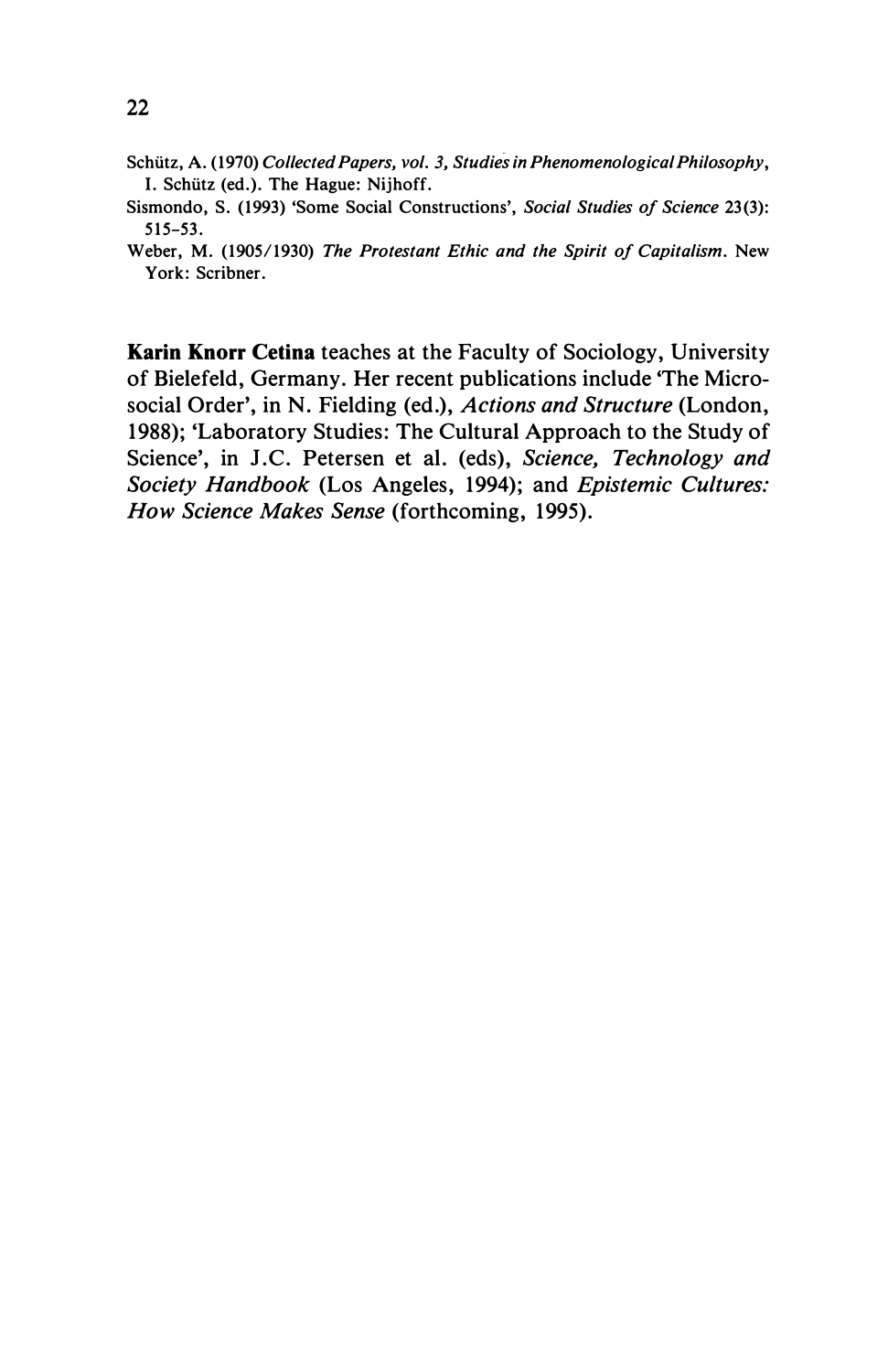Schütz, A. (1970) *Collected Papers, vol. 3, Studies in Phenomenological Philosophy*, I. Schütz (ed.). The Hague: Nijhoff.

Sismondo, S. (1993) 'Some Social Constructions', *Social Studies of Science* 23(3): 515–53.

Weber, M. (1905/1930) *The Protestant Ethic and the Spirit of Capitalism*. New York: Scribner.

**Karin Knorr Cetina** teaches at the Faculty of Sociology, University of Bielefeld, Germany. Her recent publications include 'The Micro-social Order', in N. Fielding (ed.), *Actions and Structure* (London, 1988); 'Laboratory Studies: The Cultural Approach to the Study of Science', in J.C. Petersen et al. (eds), *Science, Technology and Society Handbook* (Los Angeles, 1994); and *Epistemic Cultures: How Science Makes Sense* (forthcoming, 1995).